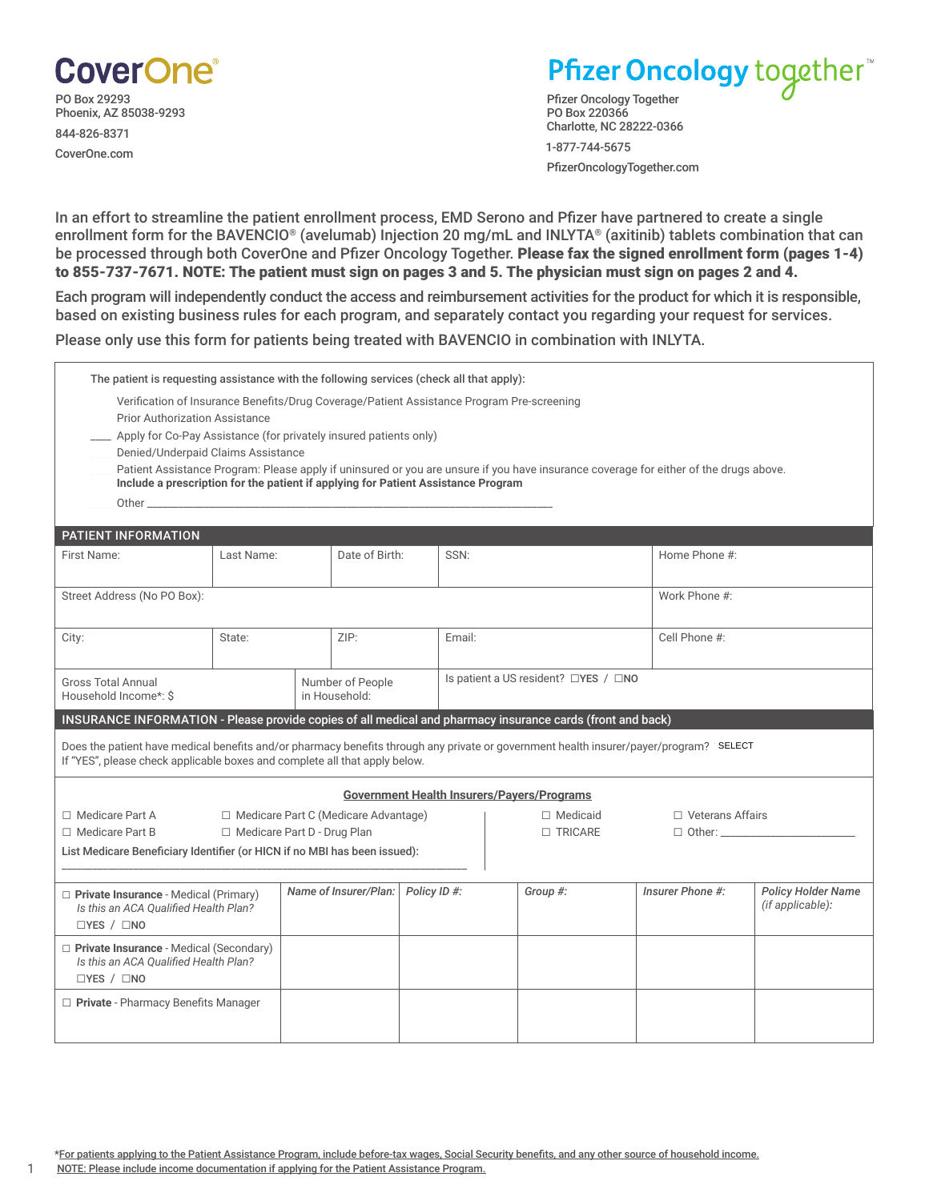**CoverOne®**

PO Box 29293
Phoenix, AZ 85038-9293

844-826-8371

CoverOne.com

**Pfizer Oncology together™**

Pfizer Oncology Together
PO Box 220366
Charlotte, NC 28222-0366

1-877-744-5675

PfizerOncologyTogether.com

In an effort to streamline the patient enrollment process, EMD Serono and Pfizer have partnered to create a single enrollment form for the BAVENCIO® (avelumab) Injection 20 mg/mL and INLYTA® (axitinib) tablets combination that can be processed through both CoverOne and Pfizer Oncology Together. **Please fax the signed enrollment form (pages 1-4) to 855-737-7671. NOTE: The patient must sign on pages 3 and 5. The physician must sign on pages 2 and 4.**

Each program will independently conduct the access and reimbursement activities for the product for which it is responsible, based on existing business rules for each program, and separately contact you regarding your request for services.

Please only use this form for patients being treated with BAVENCIO in combination with INLYTA.

The patient is requesting assistance with the following services (check all that apply):

- Verification of Insurance Benefits/Drug Coverage/Patient Assistance Program Pre-screening
- Prior Authorization Assistance
- ____ Apply for Co-Pay Assistance (for privately insured patients only)
- Denied/Underpaid Claims Assistance
- Patient Assistance Program: Please apply if uninsured or you are unsure if you have insurance coverage for either of the drugs above. **Include a prescription for the patient if applying for Patient Assistance Program**
- Other ___________________________________________________________________________

## PATIENT INFORMATION

| First Name: | Last Name: | Date of Birth: | SSN: | Home Phone #: |
|---|---|---|---|---|
| Street Address (No PO Box): | | | | Work Phone #: |
| City: | State: | ZIP: | Email: | Cell Phone #: |
| Gross Total Annual Household Income*: $ | Number of People in Household: | Is patient a US resident? ☐YES / ☐NO | | |

## INSURANCE INFORMATION - Please provide copies of all medical and pharmacy insurance cards (front and back)

Does the patient have medical benefits and/or pharmacy benefits through any private or government health insurer/payer/program? SELECT
If "YES", please check applicable boxes and complete all that apply below.

**Government Health Insurers/Payers/Programs**

☐ Medicare Part A ☐ Medicare Part C (Medicare Advantage) ☐ Medicaid ☐ Veterans Affairs
☐ Medicare Part B ☐ Medicare Part D - Drug Plan ☐ TRICARE ☐ Other: ______________________

**List Medicare Beneficiary Identifier (or HICN if no MBI has been issued):**

_________________________________________________________________________

| | *Name of Insurer/Plan:* | *Policy ID #:* | *Group #:* | *Insurer Phone #:* | *Policy Holder Name (if applicable):* |
|---|---|---|---|---|---|
| ☐ **Private Insurance** - Medical (Primary) *Is this an ACA Qualified Health Plan?* ☐YES / ☐NO | | | | | |
| ☐ **Private Insurance** - Medical (Secondary) *Is this an ACA Qualified Health Plan?* ☐YES / ☐NO | | | | | |
| ☐ **Private** - Pharmacy Benefits Manager | | | | | |

*For patients applying to the Patient Assistance Program, include before-tax wages, Social Security benefits, and any other source of household income.
NOTE: Please include income documentation if applying for the Patient Assistance Program.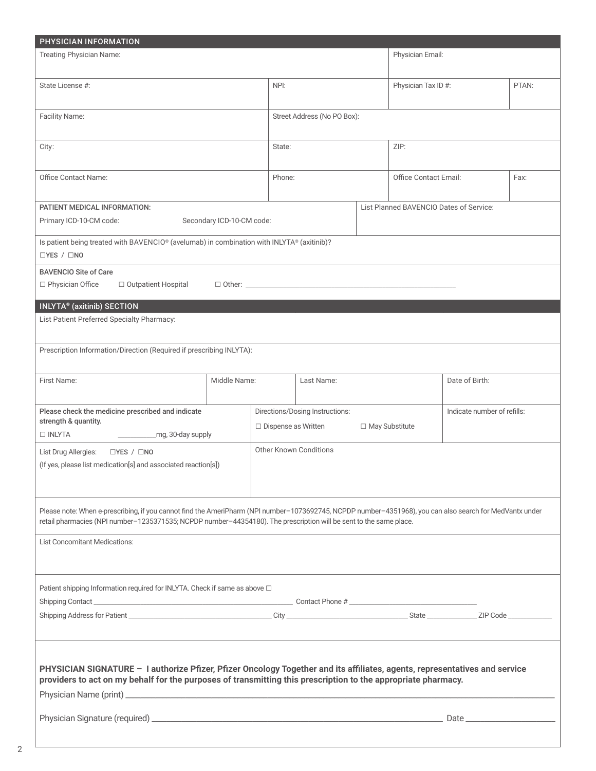## PHYSICIAN INFORMATION

| Treating Physician Name: | | Physician Email: | |
|---|---|---|---|
| State License #: | NPI: | Physician Tax ID #: | PTAN: |
| Facility Name: | Street Address (No PO Box): | | |
| City: | State: | ZIP: | |
| Office Contact Name: | Phone: | Office Contact Email: | Fax: |

| PATIENT MEDICAL INFORMATION: Primary ICD-10-CM code: Secondary ICD-10-CM code: | List Planned BAVENCIO Dates of Service: |
|---|---|

Is patient being treated with BAVENCIO® (avelumab) in combination with INLYTA® (axitinib)?

☐YES / ☐NO

**BAVENCIO Site of Care**

☐ Physician Office ☐ Outpatient Hospital ☐ Other: ____________________

## INLYTA® (axitinib) SECTION

List Patient Preferred Specialty Pharmacy:

Prescription Information/Direction (Required if prescribing INLYTA):

| First Name: | Middle Name: | Last Name: | Date of Birth: |
|---|---|---|---|

| **Please check the medicine prescribed and indicate strength & quantity.** ☐ INLYTA ________mg, 30-day supply | Directions/Dosing Instructions: ☐ Dispense as Written ☐ May Substitute | Indicate number of refills: |
|---|---|---|
| List Drug Allergies: ☐YES / ☐NO (If yes, please list medication[s] and associated reaction[s]) | Other Known Conditions | |

Please note: When e-prescribing, if you cannot find the AmeriPharm (NPI number–1073692745, NCPDP number–4351968), you can also search for MedVantx under retail pharmacies (NPI number–1235371535; NCPDP number–44354180). The prescription will be sent to the same place.

List Concomitant Medications:

Patient shipping Information required for INLYTA. Check if same as above ☐

Shipping Contact ____________________ Contact Phone # ____________________

Shipping Address for Patient ____________________ City ____________________ State ________ ZIP Code ________

**PHYSICIAN SIGNATURE – I authorize Pfizer, Pfizer Oncology Together and its affiliates, agents, representatives and service providers to act on my behalf for the purposes of transmitting this prescription to the appropriate pharmacy.**

Physician Name (print) ____________________

Physician Signature (required) ____________________ Date ____________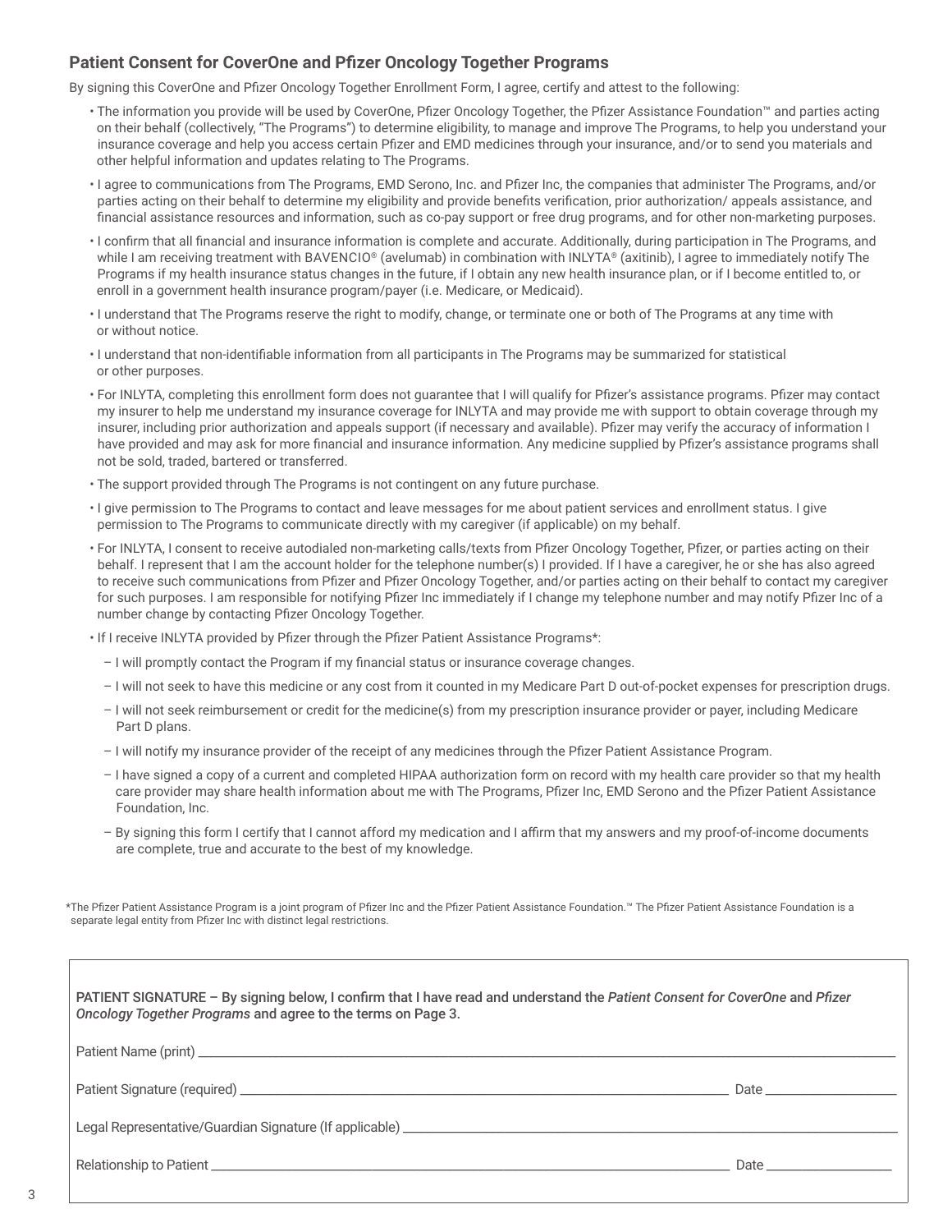## Patient Consent for CoverOne and Pfizer Oncology Together Programs

By signing this CoverOne and Pfizer Oncology Together Enrollment Form, I agree, certify and attest to the following:

- The information you provide will be used by CoverOne, Pfizer Oncology Together, the Pfizer Assistance Foundation™ and parties acting on their behalf (collectively, "The Programs") to determine eligibility, to manage and improve The Programs, to help you understand your insurance coverage and help you access certain Pfizer and EMD medicines through your insurance, and/or to send you materials and other helpful information and updates relating to The Programs.
- I agree to communications from The Programs, EMD Serono, Inc. and Pfizer Inc, the companies that administer The Programs, and/or parties acting on their behalf to determine my eligibility and provide benefits verification, prior authorization/ appeals assistance, and financial assistance resources and information, such as co-pay support or free drug programs, and for other non-marketing purposes.
- I confirm that all financial and insurance information is complete and accurate. Additionally, during participation in The Programs, and while I am receiving treatment with BAVENCIO® (avelumab) in combination with INLYTA® (axitinib), I agree to immediately notify The Programs if my health insurance status changes in the future, if I obtain any new health insurance plan, or if I become entitled to, or enroll in a government health insurance program/payer (i.e. Medicare, or Medicaid).
- I understand that The Programs reserve the right to modify, change, or terminate one or both of The Programs at any time with or without notice.
- I understand that non-identifiable information from all participants in The Programs may be summarized for statistical or other purposes.
- For INLYTA, completing this enrollment form does not guarantee that I will qualify for Pfizer's assistance programs. Pfizer may contact my insurer to help me understand my insurance coverage for INLYTA and may provide me with support to obtain coverage through my insurer, including prior authorization and appeals support (if necessary and available). Pfizer may verify the accuracy of information I have provided and may ask for more financial and insurance information. Any medicine supplied by Pfizer's assistance programs shall not be sold, traded, bartered or transferred.
- The support provided through The Programs is not contingent on any future purchase.
- I give permission to The Programs to contact and leave messages for me about patient services and enrollment status. I give permission to The Programs to communicate directly with my caregiver (if applicable) on my behalf.
- For INLYTA, I consent to receive autodialed non-marketing calls/texts from Pfizer Oncology Together, Pfizer, or parties acting on their behalf. I represent that I am the account holder for the telephone number(s) I provided. If I have a caregiver, he or she has also agreed to receive such communications from Pfizer and Pfizer Oncology Together, and/or parties acting on their behalf to contact my caregiver for such purposes. I am responsible for notifying Pfizer Inc immediately if I change my telephone number and may notify Pfizer Inc of a number change by contacting Pfizer Oncology Together.
- If I receive INLYTA provided by Pfizer through the Pfizer Patient Assistance Programs*:
  - I will promptly contact the Program if my financial status or insurance coverage changes.
  - I will not seek to have this medicine or any cost from it counted in my Medicare Part D out-of-pocket expenses for prescription drugs.
  - I will not seek reimbursement or credit for the medicine(s) from my prescription insurance provider or payer, including Medicare Part D plans.
  - I will notify my insurance provider of the receipt of any medicines through the Pfizer Patient Assistance Program.
  - I have signed a copy of a current and completed HIPAA authorization form on record with my health care provider so that my health care provider may share health information about me with The Programs, Pfizer Inc, EMD Serono and the Pfizer Patient Assistance Foundation, Inc.
  - By signing this form I certify that I cannot afford my medication and I affirm that my answers and my proof-of-income documents are complete, true and accurate to the best of my knowledge.

*The Pfizer Patient Assistance Program is a joint program of Pfizer Inc and the Pfizer Patient Assistance Foundation.™ The Pfizer Patient Assistance Foundation is a separate legal entity from Pfizer Inc with distinct legal restrictions.

**PATIENT SIGNATURE – By signing below, I confirm that I have read and understand the *Patient Consent for CoverOne* and *Pfizer Oncology Together Programs* and agree to the terms on Page 3.**

Patient Name (print) ____________________

Patient Signature (required) ____________________ Date __________

Legal Representative/Guardian Signature (If applicable) ____________________

Relationship to Patient ____________________ Date __________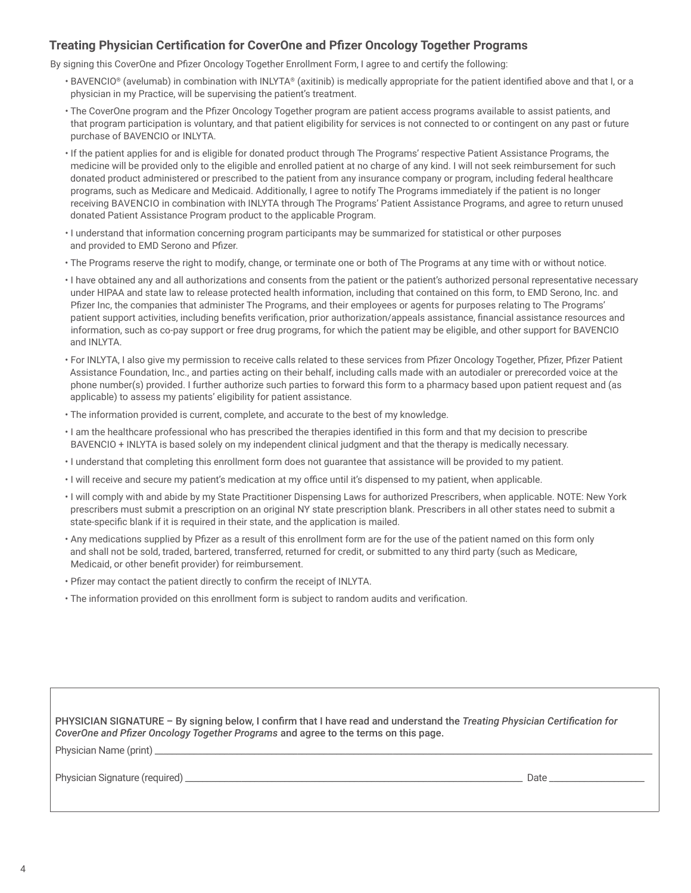### Treating Physician Certification for CoverOne and Pfizer Oncology Together Programs

By signing this CoverOne and Pfizer Oncology Together Enrollment Form, I agree to and certify the following:

- BAVENCIO® (avelumab) in combination with INLYTA® (axitinib) is medically appropriate for the patient identified above and that I, or a physician in my Practice, will be supervising the patient's treatment.
- The CoverOne program and the Pfizer Oncology Together program are patient access programs available to assist patients, and that program participation is voluntary, and that patient eligibility for services is not connected to or contingent on any past or future purchase of BAVENCIO or INLYTA.
- If the patient applies for and is eligible for donated product through The Programs' respective Patient Assistance Programs, the medicine will be provided only to the eligible and enrolled patient at no charge of any kind. I will not seek reimbursement for such donated product administered or prescribed to the patient from any insurance company or program, including federal healthcare programs, such as Medicare and Medicaid. Additionally, I agree to notify The Programs immediately if the patient is no longer receiving BAVENCIO in combination with INLYTA through The Programs' Patient Assistance Programs, and agree to return unused donated Patient Assistance Program product to the applicable Program.
- I understand that information concerning program participants may be summarized for statistical or other purposes and provided to EMD Serono and Pfizer.
- The Programs reserve the right to modify, change, or terminate one or both of The Programs at any time with or without notice.
- I have obtained any and all authorizations and consents from the patient or the patient's authorized personal representative necessary under HIPAA and state law to release protected health information, including that contained on this form, to EMD Serono, Inc. and Pfizer Inc, the companies that administer The Programs, and their employees or agents for purposes relating to The Programs' patient support activities, including benefits verification, prior authorization/appeals assistance, financial assistance resources and information, such as co-pay support or free drug programs, for which the patient may be eligible, and other support for BAVENCIO and INLYTA.
- For INLYTA, I also give my permission to receive calls related to these services from Pfizer Oncology Together, Pfizer, Pfizer Patient Assistance Foundation, Inc., and parties acting on their behalf, including calls made with an autodialer or prerecorded voice at the phone number(s) provided. I further authorize such parties to forward this form to a pharmacy based upon patient request and (as applicable) to assess my patients' eligibility for patient assistance.
- The information provided is current, complete, and accurate to the best of my knowledge.
- I am the healthcare professional who has prescribed the therapies identified in this form and that my decision to prescribe BAVENCIO + INLYTA is based solely on my independent clinical judgment and that the therapy is medically necessary.
- I understand that completing this enrollment form does not guarantee that assistance will be provided to my patient.
- I will receive and secure my patient's medication at my office until it's dispensed to my patient, when applicable.
- I will comply with and abide by my State Practitioner Dispensing Laws for authorized Prescribers, when applicable. NOTE: New York prescribers must submit a prescription on an original NY state prescription blank. Prescribers in all other states need to submit a state-specific blank if it is required in their state, and the application is mailed.
- Any medications supplied by Pfizer as a result of this enrollment form are for the use of the patient named on this form only and shall not be sold, traded, bartered, transferred, returned for credit, or submitted to any third party (such as Medicare, Medicaid, or other benefit provider) for reimbursement.
- Pfizer may contact the patient directly to confirm the receipt of INLYTA.
- The information provided on this enrollment form is subject to random audits and verification.

**PHYSICIAN SIGNATURE – By signing below, I confirm that I have read and understand the *Treating Physician Certification for CoverOne and Pfizer Oncology Together Programs* and agree to the terms on this page.**

Physician Name (print) ______________________________

Physician Signature (required) ______________________________ Date ______________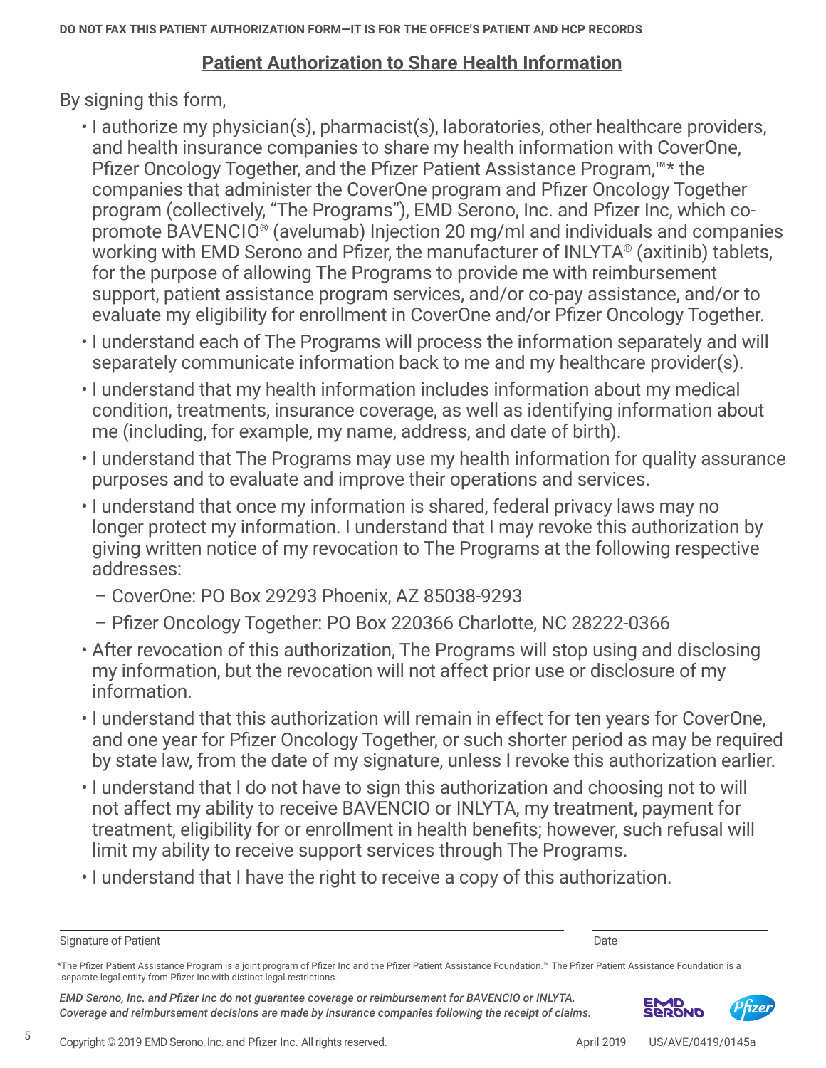DO NOT FAX THIS PATIENT AUTHORIZATION FORM—IT IS FOR THE OFFICE'S PATIENT AND HCP RECORDS

## Patient Authorization to Share Health Information

By signing this form,

- I authorize my physician(s), pharmacist(s), laboratories, other healthcare providers, and health insurance companies to share my health information with CoverOne, Pfizer Oncology Together, and the Pfizer Patient Assistance Program,™* the companies that administer the CoverOne program and Pfizer Oncology Together program (collectively, "The Programs"), EMD Serono, Inc. and Pfizer Inc, which co-promote BAVENCIO® (avelumab) Injection 20 mg/ml and individuals and companies working with EMD Serono and Pfizer, the manufacturer of INLYTA® (axitinib) tablets, for the purpose of allowing The Programs to provide me with reimbursement support, patient assistance program services, and/or co-pay assistance, and/or to evaluate my eligibility for enrollment in CoverOne and/or Pfizer Oncology Together.
- I understand each of The Programs will process the information separately and will separately communicate information back to me and my healthcare provider(s).
- I understand that my health information includes information about my medical condition, treatments, insurance coverage, as well as identifying information about me (including, for example, my name, address, and date of birth).
- I understand that The Programs may use my health information for quality assurance purposes and to evaluate and improve their operations and services.
- I understand that once my information is shared, federal privacy laws may no longer protect my information. I understand that I may revoke this authorization by giving written notice of my revocation to The Programs at the following respective addresses:
  - CoverOne: PO Box 29293 Phoenix, AZ 85038-9293
  - Pfizer Oncology Together: PO Box 220366 Charlotte, NC 28222-0366
- After revocation of this authorization, The Programs will stop using and disclosing my information, but the revocation will not affect prior use or disclosure of my information.
- I understand that this authorization will remain in effect for ten years for CoverOne, and one year for Pfizer Oncology Together, or such shorter period as may be required by state law, from the date of my signature, unless I revoke this authorization earlier.
- I understand that I do not have to sign this authorization and choosing not to will not affect my ability to receive BAVENCIO or INLYTA, my treatment, payment for treatment, eligibility for or enrollment in health benefits; however, such refusal will limit my ability to receive support services through The Programs.
- I understand that I have the right to receive a copy of this authorization.

Signature of Patient ______________________________ Date ______________

*The Pfizer Patient Assistance Program is a joint program of Pfizer Inc and the Pfizer Patient Assistance Foundation.™ The Pfizer Patient Assistance Foundation is a separate legal entity from Pfizer Inc with distinct legal restrictions.

*EMD Serono, Inc. and Pfizer Inc do not guarantee coverage or reimbursement for BAVENCIO or INLYTA. Coverage and reimbursement decisions are made by insurance companies following the receipt of claims.*

EMD SERONO Pfizer

Copyright © 2019 EMD Serono, Inc. and Pfizer Inc. All rights reserved. April 2019 US/AVE/0419/0145a